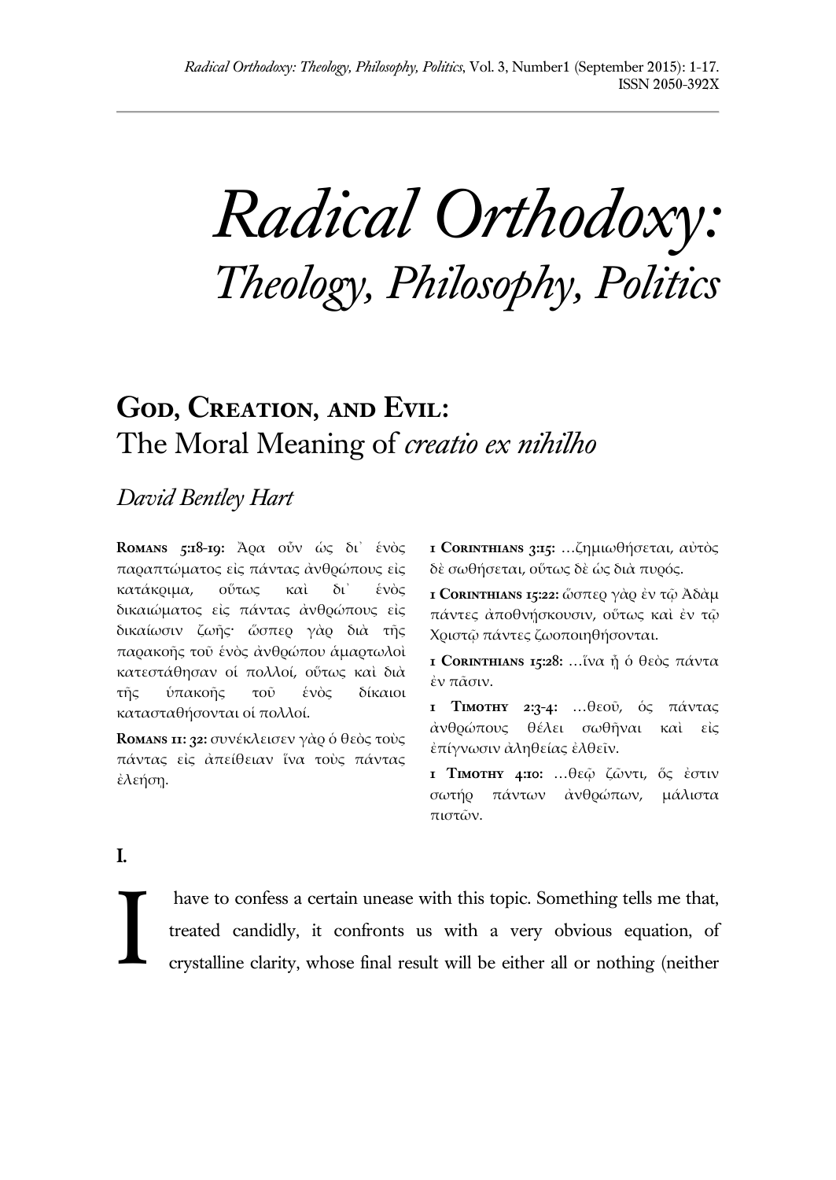# *Radical Orthodoxy: Theology, Philosophy, Politics*

## God, Creation, and Evil: The Moral Meaning of *creatio ex nihilho*

*David Bentley Hart*

**Romans 5:18-19:** Ἄρα οὖν ὡς δι᾽ ἑνὸς παραπτώματος εἰς πάντας ἀνθρώπους εἰς κατάκριμα, οὕτως καὶ δι᾽ ἑνὸς δικαιώματος εἰς πάντας ἀνθρώπους εἰς δικαίωσιν ζωῆς· ὥσπερ γὰρ διὰ τῆς παρακοῆς τοῦ ἑνὸς ἀνθρώπου ἁμαρτωλοὶ κατεστάθησαν οἱ πολλοί, οὕτως καὶ διὰ τῆς ὑπακοῆς τοῦ ἑνὸς δίκαιοι κατασταθήσονται οἱ πολλοί.

**Romans 11: 32:** συνέκλεισεν γὰρ ὁ θεὸς τοὺς πάντας εἰς ἀπείθειαν ἵνα τοὺς πάντας ἐλεήσῃ.

**1 Corinthians 3:15:** …ζημιωθήσεται, αὐτὸς δὲ σωθήσεται, οὕτως δὲ ὡς διὰ πυρός.

**1 Corinthians 15:22:** ὥσπερ γὰρ ἐν τῷ Ἀδὰμ πάντες ἀποθνήσκουσιν, οὕτως καὶ ἐν τῷ Χριστῷ πάντες ζωοποιηθήσονται.

**1 Corinthians 15:28:** …ἵνα ᾖ ὁ θεὸς πάντα ἐν πᾶσιν.

**1 Timothy 2:3-4:** …θεοῦ, ὃς πάντας ἀνθρώπους θέλει σωθῆναι καὶ εἰς ἐπίγνωσιν ἀληθείας ἐλθεῖν.

**1 Timothy 4:10:** …θεῷ ζῶντι, ὅς ἐστιν σωτὴρ πάντων ἀνθρώπων, μάλιστα πιστῶν.

**I.**

I have to confess a certain unease with this topic. Something tells me that, treated candidly, it confronts us with a very obvious equation, of crystalline clarity, whose final result will be either all or nothing (neither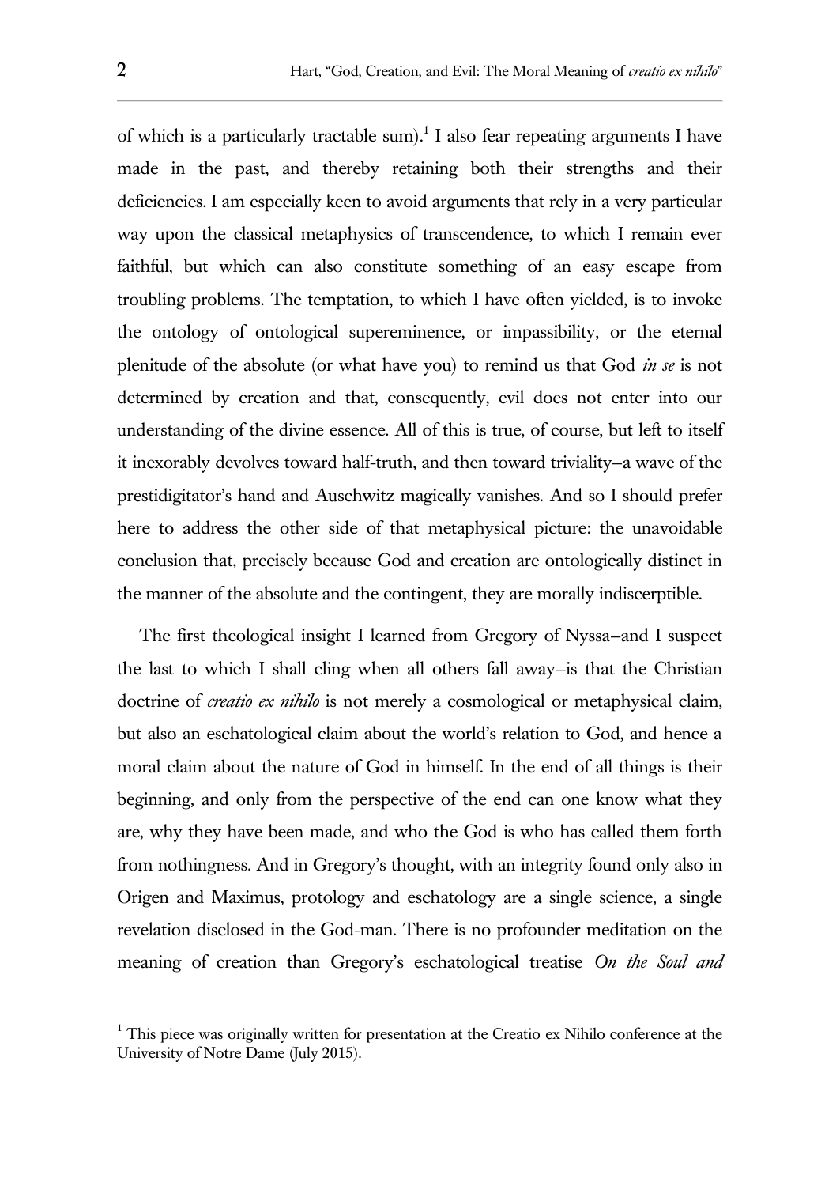of which is a particularly tractable sum).[1] I also fear repeating arguments I have made in the past, and thereby retaining both their strengths and their deficiencies. I am especially keen to avoid arguments that rely in a very particular way upon the classical metaphysics of transcendence, to which I remain ever faithful, but which can also constitute something of an easy escape from troubling problems. The temptation, to which I have often yielded, is to invoke the ontology of ontological supereminence, or impassibility, or the eternal plenitude of the absolute (or what have you) to remind us that God *in se* is not determined by creation and that, consequently, evil does not enter into our understanding of the divine essence. All of this is true, of course, but left to itself it inexorably devolves toward half-truth, and then toward triviality—a wave of the prestidigitator's hand and Auschwitz magically vanishes. And so I should prefer here to address the other side of that metaphysical picture: the unavoidable conclusion that, precisely because God and creation are ontologically distinct in the manner of the absolute and the contingent, they are morally indiscerptible.

The first theological insight I learned from Gregory of Nyssa—and I suspect the last to which I shall cling when all others fall away—is that the Christian doctrine of *creatio ex nihilo* is not merely a cosmological or metaphysical claim, but also an eschatological claim about the world's relation to God, and hence a moral claim about the nature of God in himself. In the end of all things is their beginning, and only from the perspective of the end can one know what they are, why they have been made, and who the God is who has called them forth from nothingness. And in Gregory's thought, with an integrity found only also in Origen and Maximus, protology and eschatology are a single science, a single revelation disclosed in the God-man. There is no profounder meditation on the meaning of creation than Gregory's eschatological treatise *On the Soul and*

[1] This piece was originally written for presentation at the Creatio ex Nihilo conference at the University of Notre Dame (July 2015).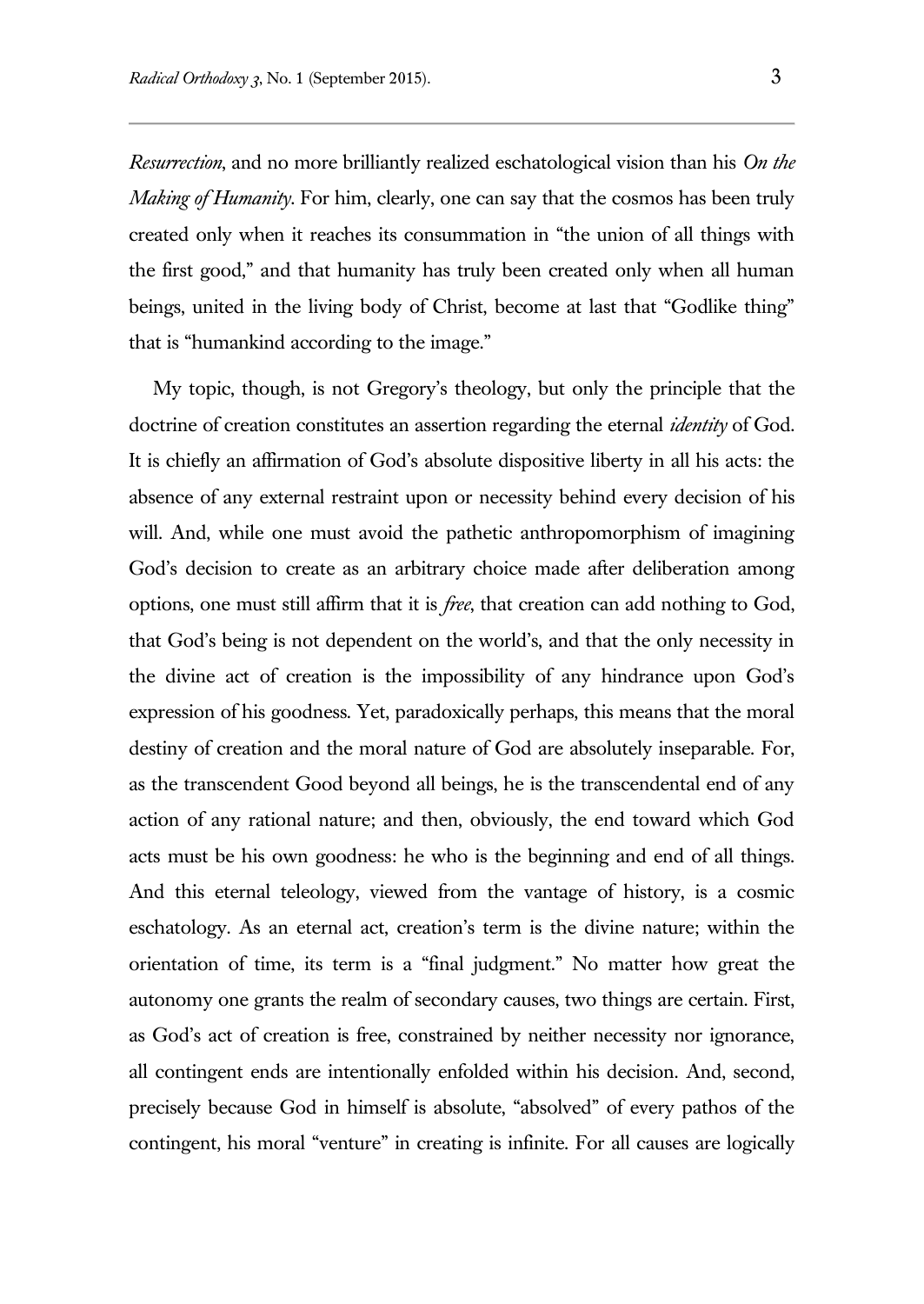*Resurrection*, and no more brilliantly realized eschatological vision than his *On the Making of Humanity*. For him, clearly, one can say that the cosmos has been truly created only when it reaches its consummation in "the union of all things with the first good," and that humanity has truly been created only when all human beings, united in the living body of Christ, become at last that "Godlike thing" that is "humankind according to the image."

My topic, though, is not Gregory's theology, but only the principle that the doctrine of creation constitutes an assertion regarding the eternal *identity* of God. It is chiefly an affirmation of God's absolute dispositive liberty in all his acts: the absence of any external restraint upon or necessity behind every decision of his will. And, while one must avoid the pathetic anthropomorphism of imagining God's decision to create as an arbitrary choice made after deliberation among options, one must still affirm that it is *free*, that creation can add nothing to God, that God's being is not dependent on the world's, and that the only necessity in the divine act of creation is the impossibility of any hindrance upon God's expression of his goodness. Yet, paradoxically perhaps, this means that the moral destiny of creation and the moral nature of God are absolutely inseparable. For, as the transcendent Good beyond all beings, he is the transcendental end of any action of any rational nature; and then, obviously, the end toward which God acts must be his own goodness: he who is the beginning and end of all things. And this eternal teleology, viewed from the vantage of history, is a cosmic eschatology. As an eternal act, creation's term is the divine nature; within the orientation of time, its term is a "final judgment." No matter how great the autonomy one grants the realm of secondary causes, two things are certain. First, as God's act of creation is free, constrained by neither necessity nor ignorance, all contingent ends are intentionally enfolded within his decision. And, second, precisely because God in himself is absolute, "absolved" of every pathos of the contingent, his moral "venture" in creating is infinite. For all causes are logically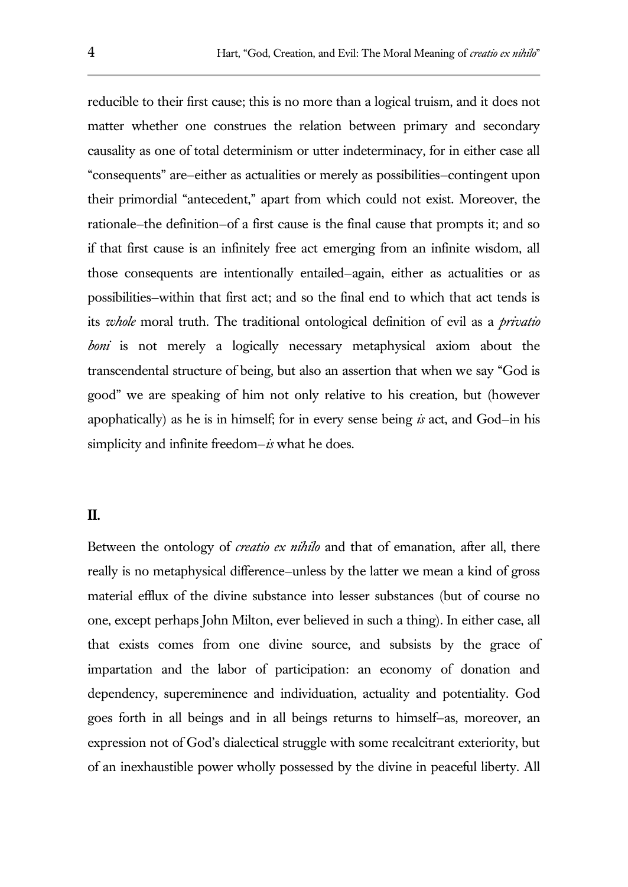reducible to their first cause; this is no more than a logical truism, and it does not matter whether one construes the relation between primary and secondary causality as one of total determinism or utter indeterminacy, for in either case all "consequents" are—either as actualities or merely as possibilities—contingent upon their primordial "antecedent," apart from which could not exist. Moreover, the rationale—the definition—of a first cause is the final cause that prompts it; and so if that first cause is an infinitely free act emerging from an infinite wisdom, all those consequents are intentionally entailed—again, either as actualities or as possibilities—within that first act; and so the final end to which that act tends is its *whole* moral truth. The traditional ontological definition of evil as a *privatio boni* is not merely a logically necessary metaphysical axiom about the transcendental structure of being, but also an assertion that when we say "God is good" we are speaking of him not only relative to his creation, but (however apophatically) as he is in himself; for in every sense being *is* act, and God—in his simplicity and infinite freedom—*is* what he does.

## II.

Between the ontology of *creatio ex nihilo* and that of emanation, after all, there really is no metaphysical difference—unless by the latter we mean a kind of gross material efflux of the divine substance into lesser substances (but of course no one, except perhaps John Milton, ever believed in such a thing). In either case, all that exists comes from one divine source, and subsists by the grace of impartation and the labor of participation: an economy of donation and dependency, supereminence and individuation, actuality and potentiality. God goes forth in all beings and in all beings returns to himself—as, moreover, an expression not of God's dialectical struggle with some recalcitrant exteriority, but of an inexhaustible power wholly possessed by the divine in peaceful liberty. All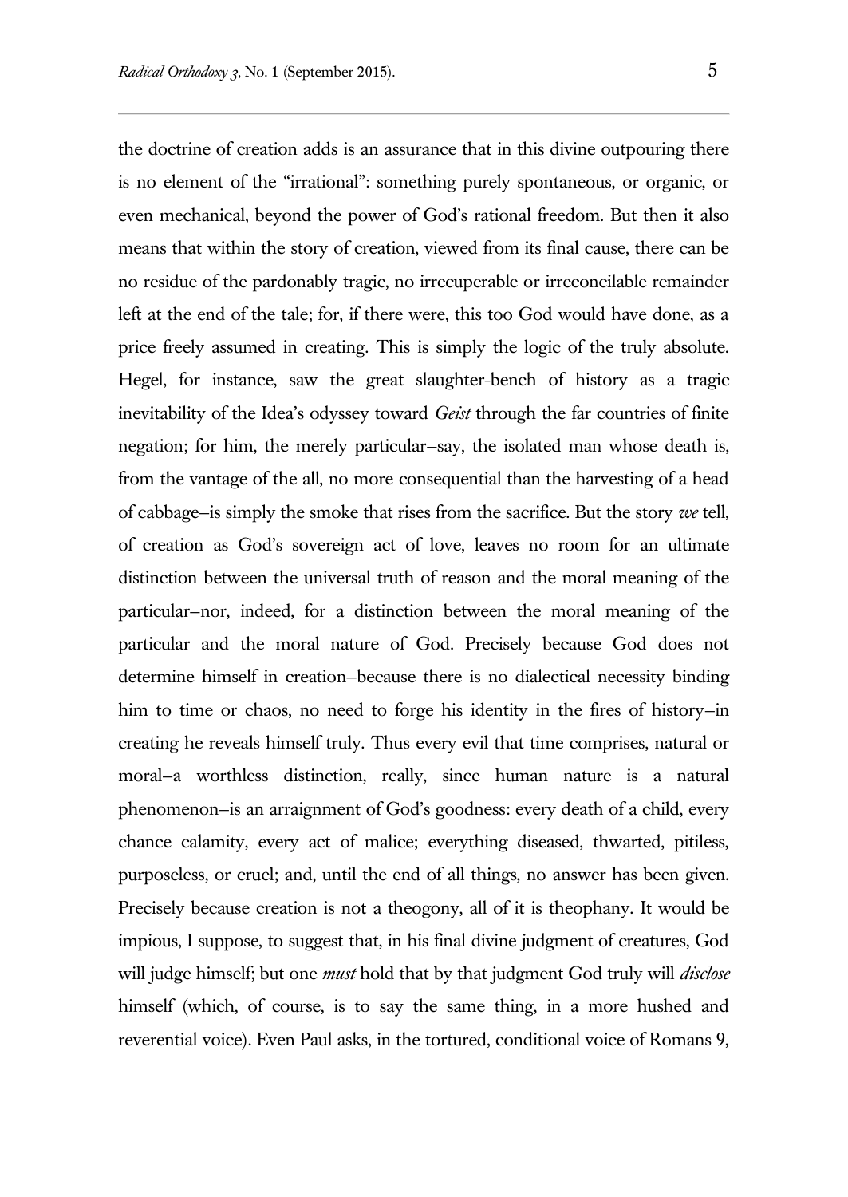the doctrine of creation adds is an assurance that in this divine outpouring there is no element of the "irrational": something purely spontaneous, or organic, or even mechanical, beyond the power of God's rational freedom. But then it also means that within the story of creation, viewed from its final cause, there can be no residue of the pardonably tragic, no irrecuperable or irreconcilable remainder left at the end of the tale; for, if there were, this too God would have done, as a price freely assumed in creating. This is simply the logic of the truly absolute. Hegel, for instance, saw the great slaughter-bench of history as a tragic inevitability of the Idea's odyssey toward *Geist* through the far countries of finite negation; for him, the merely particular—say, the isolated man whose death is, from the vantage of the all, no more consequential than the harvesting of a head of cabbage—is simply the smoke that rises from the sacrifice. But the story *we* tell, of creation as God's sovereign act of love, leaves no room for an ultimate distinction between the universal truth of reason and the moral meaning of the particular—nor, indeed, for a distinction between the moral meaning of the particular and the moral nature of God. Precisely because God does not determine himself in creation—because there is no dialectical necessity binding him to time or chaos, no need to forge his identity in the fires of history—in creating he reveals himself truly. Thus every evil that time comprises, natural or moral—a worthless distinction, really, since human nature is a natural phenomenon—is an arraignment of God's goodness: every death of a child, every chance calamity, every act of malice; everything diseased, thwarted, pitiless, purposeless, or cruel; and, until the end of all things, no answer has been given. Precisely because creation is not a theogony, all of it is theophany. It would be impious, I suppose, to suggest that, in his final divine judgment of creatures, God will judge himself; but one *must* hold that by that judgment God truly will *disclose* himself (which, of course, is to say the same thing, in a more hushed and reverential voice). Even Paul asks, in the tortured, conditional voice of Romans 9,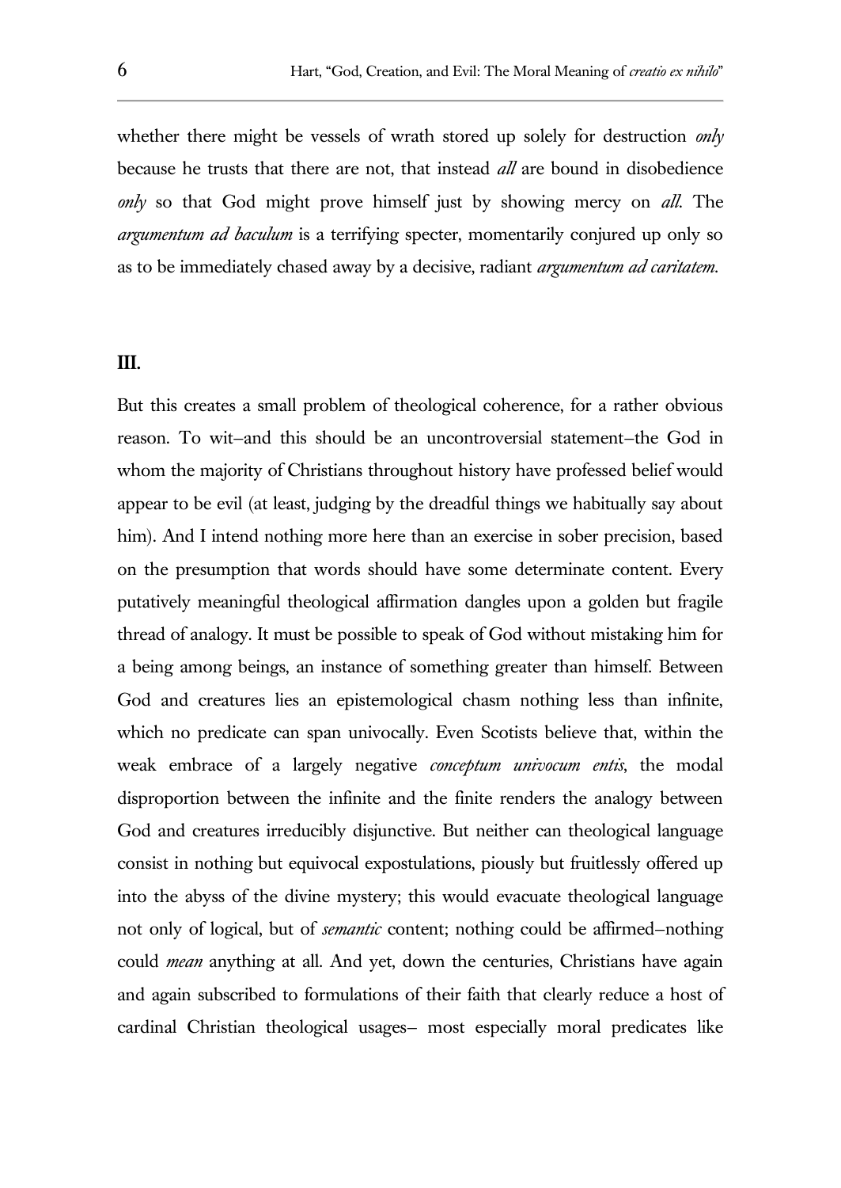whether there might be vessels of wrath stored up solely for destruction *only* because he trusts that there are not, that instead *all* are bound in disobedience *only* so that God might prove himself just by showing mercy on *all*. The *argumentum ad baculum* is a terrifying specter, momentarily conjured up only so as to be immediately chased away by a decisive, radiant *argumentum ad caritatem*.

## III.

But this creates a small problem of theological coherence, for a rather obvious reason. To wit—and this should be an uncontroversial statement—the God in whom the majority of Christians throughout history have professed belief would appear to be evil (at least, judging by the dreadful things we habitually say about him). And I intend nothing more here than an exercise in sober precision, based on the presumption that words should have some determinate content. Every putatively meaningful theological affirmation dangles upon a golden but fragile thread of analogy. It must be possible to speak of God without mistaking him for a being among beings, an instance of something greater than himself. Between God and creatures lies an epistemological chasm nothing less than infinite, which no predicate can span univocally. Even Scotists believe that, within the weak embrace of a largely negative *conceptum univocum entis*, the modal disproportion between the infinite and the finite renders the analogy between God and creatures irreducibly disjunctive. But neither can theological language consist in nothing but equivocal expostulations, piously but fruitlessly offered up into the abyss of the divine mystery; this would evacuate theological language not only of logical, but of *semantic* content; nothing could be affirmed—nothing could *mean* anything at all. And yet, down the centuries, Christians have again and again subscribed to formulations of their faith that clearly reduce a host of cardinal Christian theological usages— most especially moral predicates like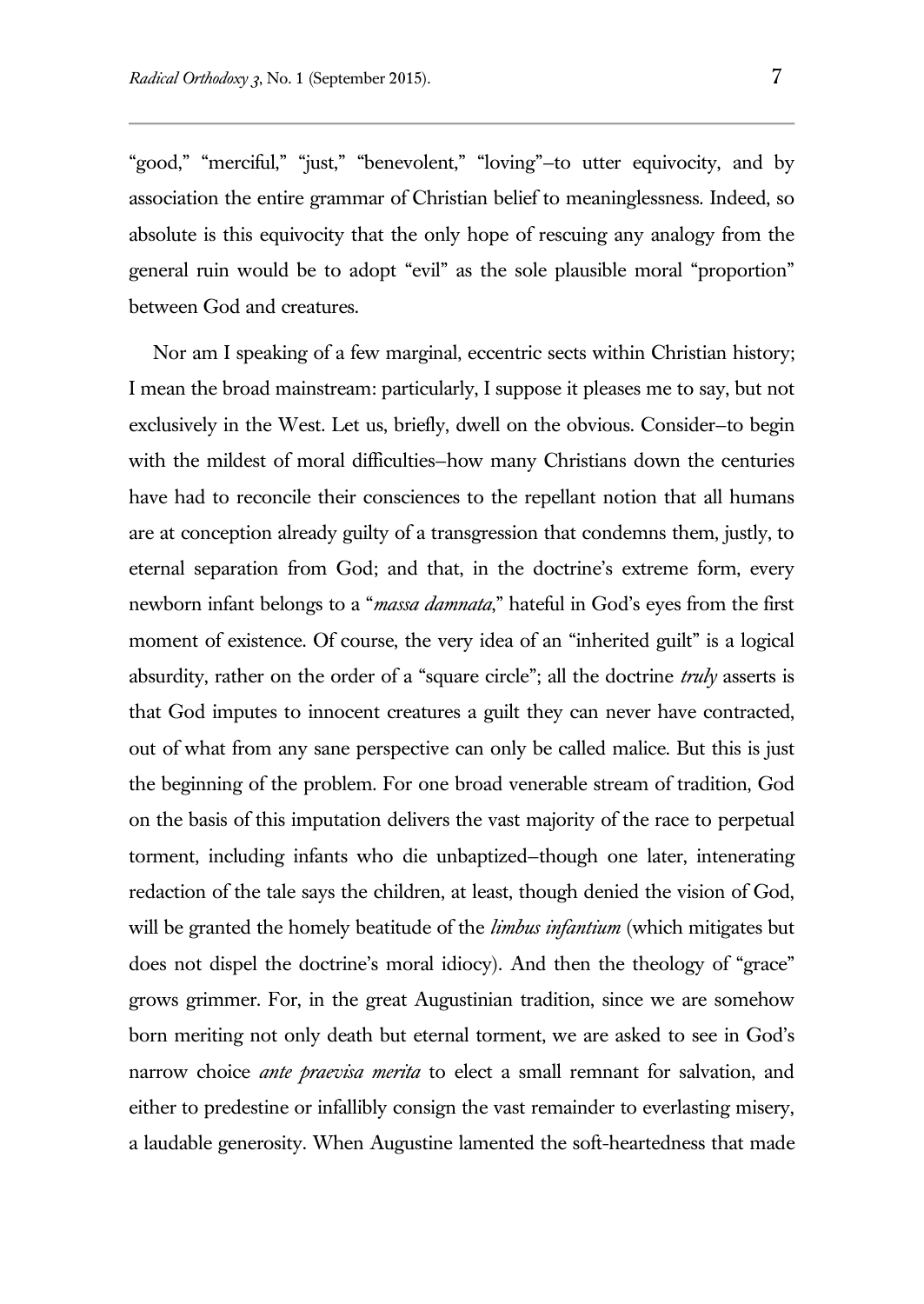"good," "merciful," "just," "benevolent," "loving"–to utter equivocity, and by association the entire grammar of Christian belief to meaninglessness. Indeed, so absolute is this equivocity that the only hope of rescuing any analogy from the general ruin would be to adopt "evil" as the sole plausible moral "proportion" between God and creatures.

Nor am I speaking of a few marginal, eccentric sects within Christian history; I mean the broad mainstream: particularly, I suppose it pleases me to say, but not exclusively in the West. Let us, briefly, dwell on the obvious. Consider–to begin with the mildest of moral difficulties–how many Christians down the centuries have had to reconcile their consciences to the repellant notion that all humans are at conception already guilty of a transgression that condemns them, justly, to eternal separation from God; and that, in the doctrine's extreme form, every newborn infant belongs to a "*massa damnata*," hateful in God's eyes from the first moment of existence. Of course, the very idea of an "inherited guilt" is a logical absurdity, rather on the order of a "square circle"; all the doctrine *truly* asserts is that God imputes to innocent creatures a guilt they can never have contracted, out of what from any sane perspective can only be called malice. But this is just the beginning of the problem. For one broad venerable stream of tradition, God on the basis of this imputation delivers the vast majority of the race to perpetual torment, including infants who die unbaptized–though one later, intenerating redaction of the tale says the children, at least, though denied the vision of God, will be granted the homely beatitude of the *limbus infantium* (which mitigates but does not dispel the doctrine's moral idiocy). And then the theology of "grace" grows grimmer. For, in the great Augustinian tradition, since we are somehow born meriting not only death but eternal torment, we are asked to see in God's narrow choice *ante praevisa merita* to elect a small remnant for salvation, and either to predestine or infallibly consign the vast remainder to everlasting misery, a laudable generosity. When Augustine lamented the soft-heartedness that made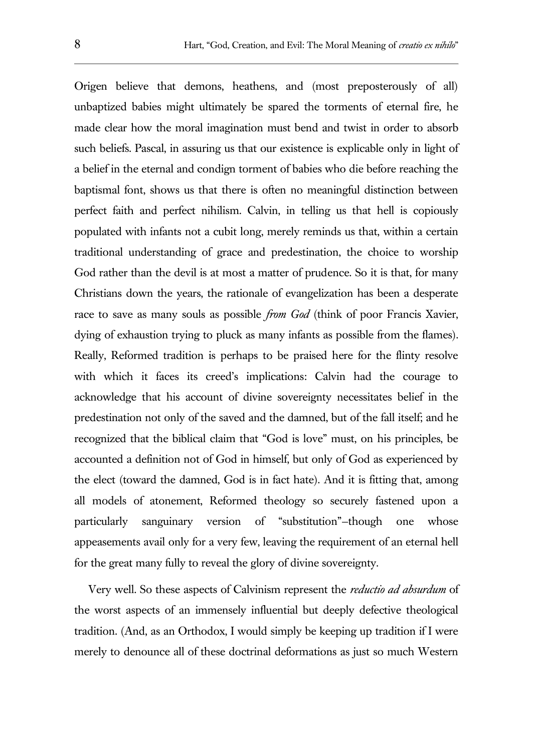Origen believe that demons, heathens, and (most preposterously of all) unbaptized babies might ultimately be spared the torments of eternal fire, he made clear how the moral imagination must bend and twist in order to absorb such beliefs. Pascal, in assuring us that our existence is explicable only in light of a belief in the eternal and condign torment of babies who die before reaching the baptismal font, shows us that there is often no meaningful distinction between perfect faith and perfect nihilism. Calvin, in telling us that hell is copiously populated with infants not a cubit long, merely reminds us that, within a certain traditional understanding of grace and predestination, the choice to worship God rather than the devil is at most a matter of prudence. So it is that, for many Christians down the years, the rationale of evangelization has been a desperate race to save as many souls as possible *from God* (think of poor Francis Xavier, dying of exhaustion trying to pluck as many infants as possible from the flames). Really, Reformed tradition is perhaps to be praised here for the flinty resolve with which it faces its creed's implications: Calvin had the courage to acknowledge that his account of divine sovereignty necessitates belief in the predestination not only of the saved and the damned, but of the fall itself; and he recognized that the biblical claim that "God is love" must, on his principles, be accounted a definition not of God in himself, but only of God as experienced by the elect (toward the damned, God is in fact hate). And it is fitting that, among all models of atonement, Reformed theology so securely fastened upon a particularly sanguinary version of "substitution"—though one whose appeasements avail only for a very few, leaving the requirement of an eternal hell for the great many fully to reveal the glory of divine sovereignty.

Very well. So these aspects of Calvinism represent the *reductio ad absurdum* of the worst aspects of an immensely influential but deeply defective theological tradition. (And, as an Orthodox, I would simply be keeping up tradition if I were merely to denounce all of these doctrinal deformations as just so much Western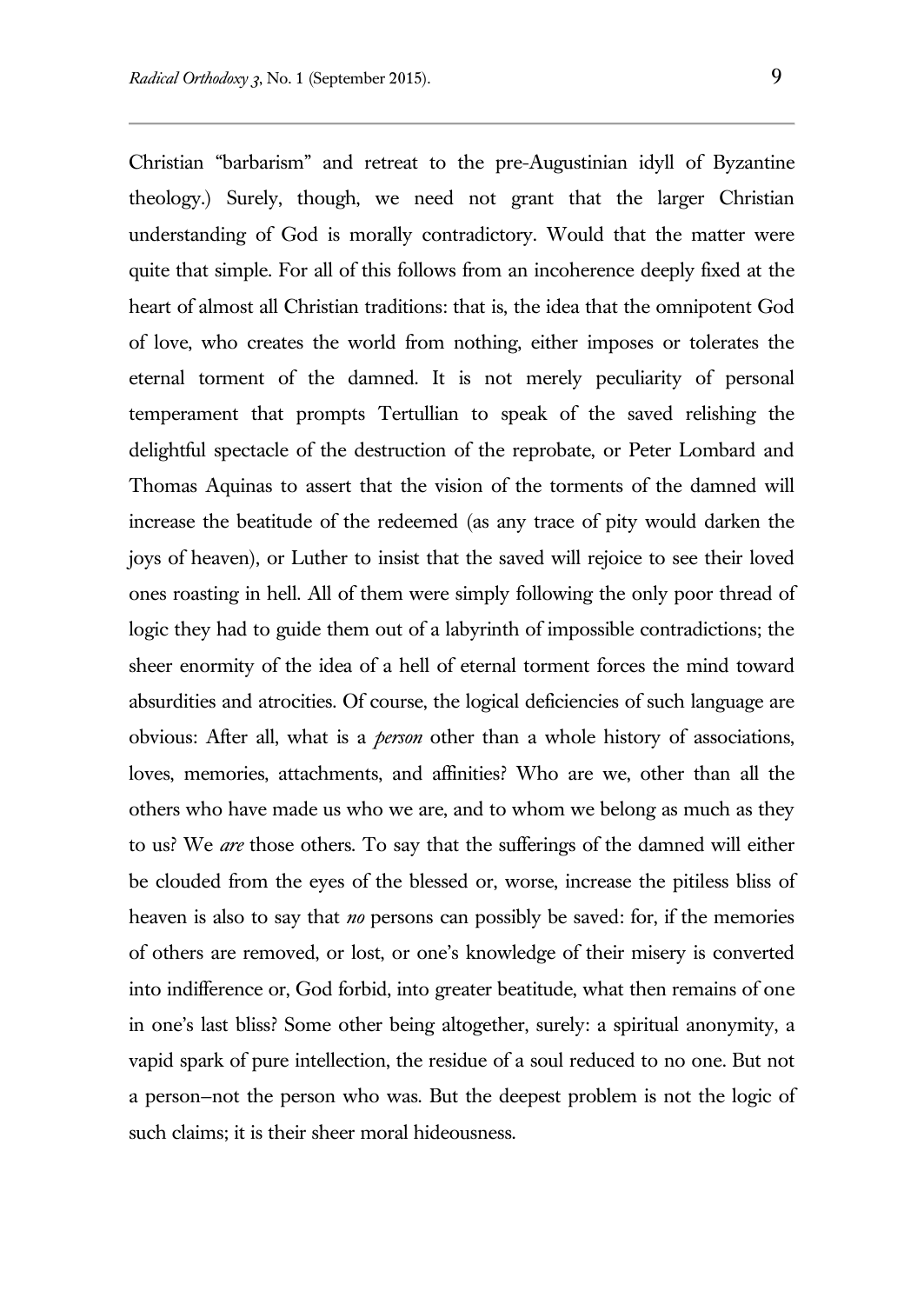Christian "barbarism" and retreat to the pre-Augustinian idyll of Byzantine theology.) Surely, though, we need not grant that the larger Christian understanding of God is morally contradictory. Would that the matter were quite that simple. For all of this follows from an incoherence deeply fixed at the heart of almost all Christian traditions: that is, the idea that the omnipotent God of love, who creates the world from nothing, either imposes or tolerates the eternal torment of the damned. It is not merely peculiarity of personal temperament that prompts Tertullian to speak of the saved relishing the delightful spectacle of the destruction of the reprobate, or Peter Lombard and Thomas Aquinas to assert that the vision of the torments of the damned will increase the beatitude of the redeemed (as any trace of pity would darken the joys of heaven), or Luther to insist that the saved will rejoice to see their loved ones roasting in hell. All of them were simply following the only poor thread of logic they had to guide them out of a labyrinth of impossible contradictions; the sheer enormity of the idea of a hell of eternal torment forces the mind toward absurdities and atrocities. Of course, the logical deficiencies of such language are obvious: After all, what is a *person* other than a whole history of associations, loves, memories, attachments, and affinities? Who are we, other than all the others who have made us who we are, and to whom we belong as much as they to us? We *are* those others. To say that the sufferings of the damned will either be clouded from the eyes of the blessed or, worse, increase the pitiless bliss of heaven is also to say that *no* persons can possibly be saved: for, if the memories of others are removed, or lost, or one's knowledge of their misery is converted into indifference or, God forbid, into greater beatitude, what then remains of one in one's last bliss? Some other being altogether, surely: a spiritual anonymity, a vapid spark of pure intellection, the residue of a soul reduced to no one. But not a person–not the person who was. But the deepest problem is not the logic of such claims; it is their sheer moral hideousness.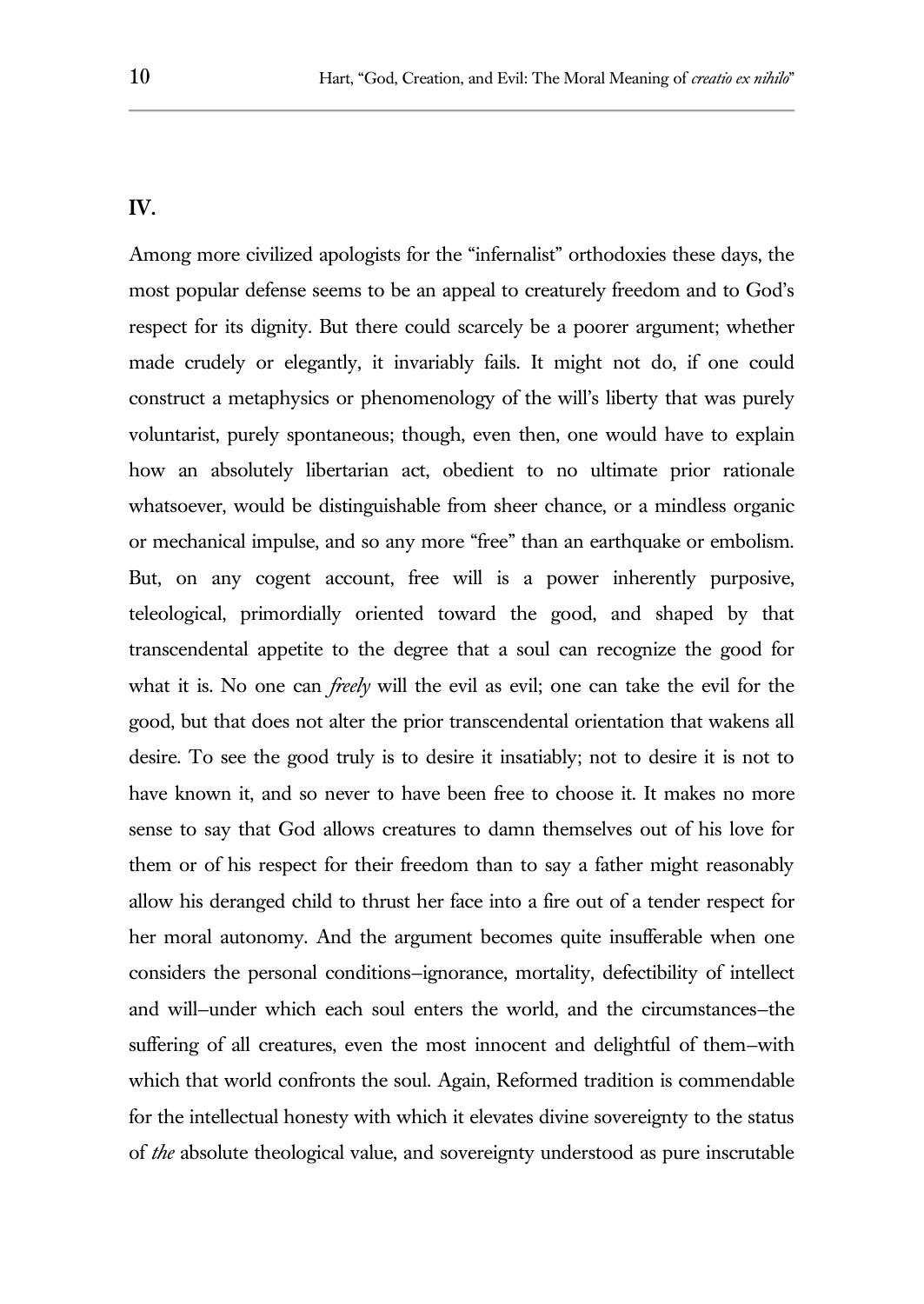## IV.

Among more civilized apologists for the "infernalist" orthodoxies these days, the most popular defense seems to be an appeal to creaturely freedom and to God's respect for its dignity. But there could scarcely be a poorer argument; whether made crudely or elegantly, it invariably fails. It might not do, if one could construct a metaphysics or phenomenology of the will's liberty that was purely voluntarist, purely spontaneous; though, even then, one would have to explain how an absolutely libertarian act, obedient to no ultimate prior rationale whatsoever, would be distinguishable from sheer chance, or a mindless organic or mechanical impulse, and so any more "free" than an earthquake or embolism. But, on any cogent account, free will is a power inherently purposive, teleological, primordially oriented toward the good, and shaped by that transcendental appetite to the degree that a soul can recognize the good for what it is. No one can *freely* will the evil as evil; one can take the evil for the good, but that does not alter the prior transcendental orientation that wakens all desire. To see the good truly is to desire it insatiably; not to desire it is not to have known it, and so never to have been free to choose it. It makes no more sense to say that God allows creatures to damn themselves out of his love for them or of his respect for their freedom than to say a father might reasonably allow his deranged child to thrust her face into a fire out of a tender respect for her moral autonomy. And the argument becomes quite insufferable when one considers the personal conditions–ignorance, mortality, defectibility of intellect and will–under which each soul enters the world, and the circumstances–the suffering of all creatures, even the most innocent and delightful of them–with which that world confronts the soul. Again, Reformed tradition is commendable for the intellectual honesty with which it elevates divine sovereignty to the status of *the* absolute theological value, and sovereignty understood as pure inscrutable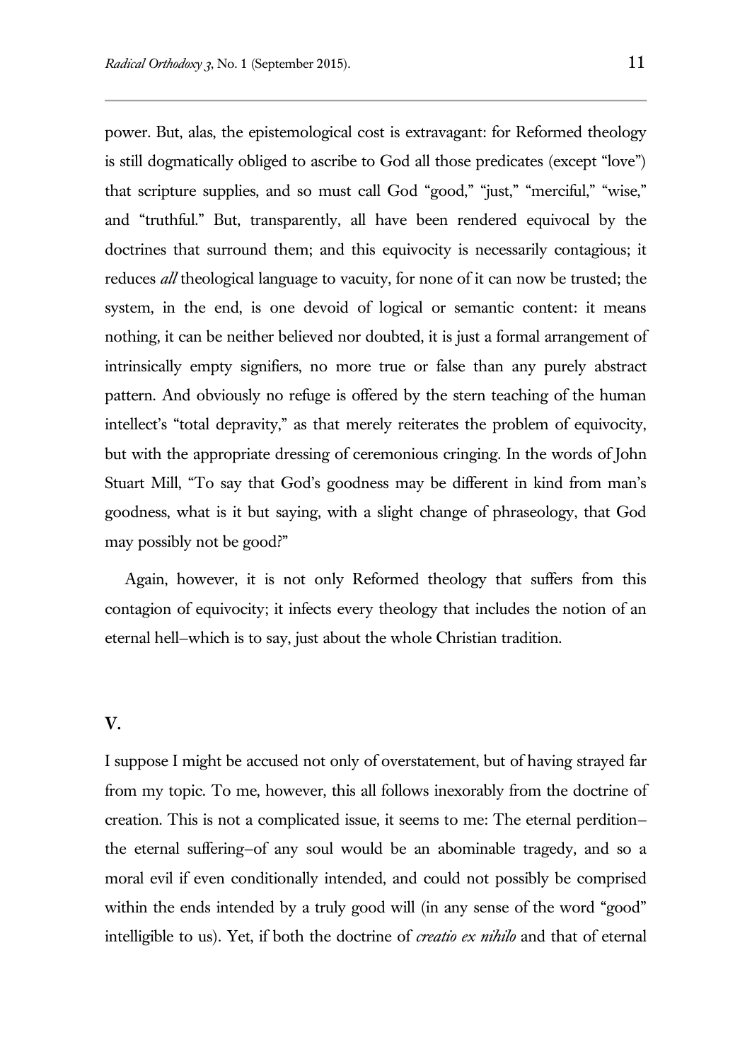power. But, alas, the epistemological cost is extravagant: for Reformed theology is still dogmatically obliged to ascribe to God all those predicates (except "love") that scripture supplies, and so must call God "good," "just," "merciful," "wise," and "truthful." But, transparently, all have been rendered equivocal by the doctrines that surround them; and this equivocity is necessarily contagious; it reduces *all* theological language to vacuity, for none of it can now be trusted; the system, in the end, is one devoid of logical or semantic content: it means nothing, it can be neither believed nor doubted, it is just a formal arrangement of intrinsically empty signifiers, no more true or false than any purely abstract pattern. And obviously no refuge is offered by the stern teaching of the human intellect's "total depravity," as that merely reiterates the problem of equivocity, but with the appropriate dressing of ceremonious cringing. In the words of John Stuart Mill, "To say that God's goodness may be different in kind from man's goodness, what is it but saying, with a slight change of phraseology, that God may possibly not be good?"

Again, however, it is not only Reformed theology that suffers from this contagion of equivocity; it infects every theology that includes the notion of an eternal hell—which is to say, just about the whole Christian tradition.

## V.

I suppose I might be accused not only of overstatement, but of having strayed far from my topic. To me, however, this all follows inexorably from the doctrine of creation. This is not a complicated issue, it seems to me: The eternal perdition—the eternal suffering—of any soul would be an abominable tragedy, and so a moral evil if even conditionally intended, and could not possibly be comprised within the ends intended by a truly good will (in any sense of the word "good" intelligible to us). Yet, if both the doctrine of *creatio ex nihilo* and that of eternal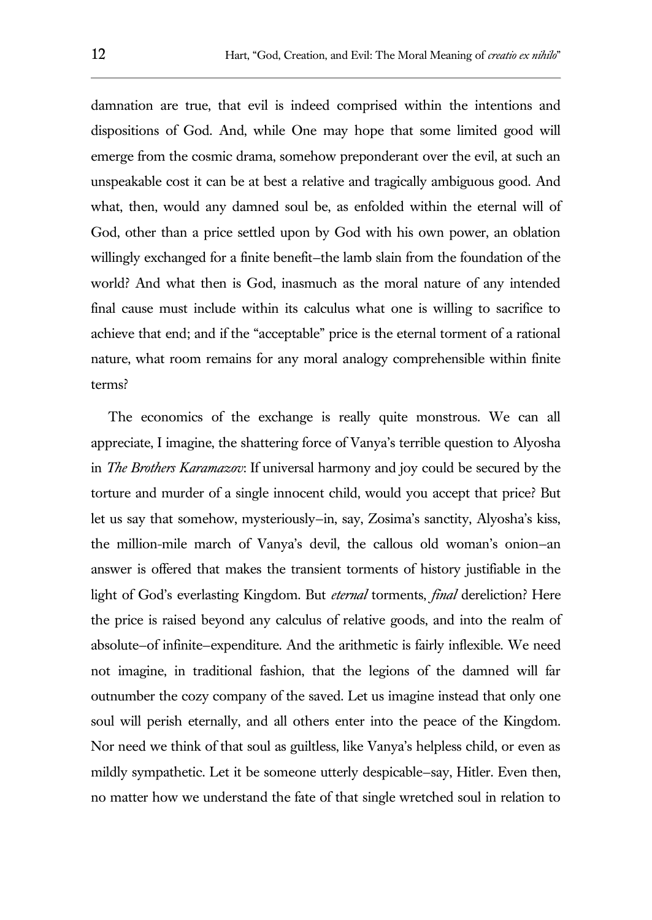damnation are true, that evil is indeed comprised within the intentions and dispositions of God. And, while One may hope that some limited good will emerge from the cosmic drama, somehow preponderant over the evil, at such an unspeakable cost it can be at best a relative and tragically ambiguous good. And what, then, would any damned soul be, as enfolded within the eternal will of God, other than a price settled upon by God with his own power, an oblation willingly exchanged for a finite benefit—the lamb slain from the foundation of the world? And what then is God, inasmuch as the moral nature of any intended final cause must include within its calculus what one is willing to sacrifice to achieve that end; and if the "acceptable" price is the eternal torment of a rational nature, what room remains for any moral analogy comprehensible within finite terms?

The economics of the exchange is really quite monstrous. We can all appreciate, I imagine, the shattering force of Vanya's terrible question to Alyosha in *The Brothers Karamazov*: If universal harmony and joy could be secured by the torture and murder of a single innocent child, would you accept that price? But let us say that somehow, mysteriously—in, say, Zosima's sanctity, Alyosha's kiss, the million-mile march of Vanya's devil, the callous old woman's onion—an answer is offered that makes the transient torments of history justifiable in the light of God's everlasting Kingdom. But *eternal* torments, *final* dereliction? Here the price is raised beyond any calculus of relative goods, and into the realm of absolute—of infinite—expenditure. And the arithmetic is fairly inflexible. We need not imagine, in traditional fashion, that the legions of the damned will far outnumber the cozy company of the saved. Let us imagine instead that only one soul will perish eternally, and all others enter into the peace of the Kingdom. Nor need we think of that soul as guiltless, like Vanya's helpless child, or even as mildly sympathetic. Let it be someone utterly despicable—say, Hitler. Even then, no matter how we understand the fate of that single wretched soul in relation to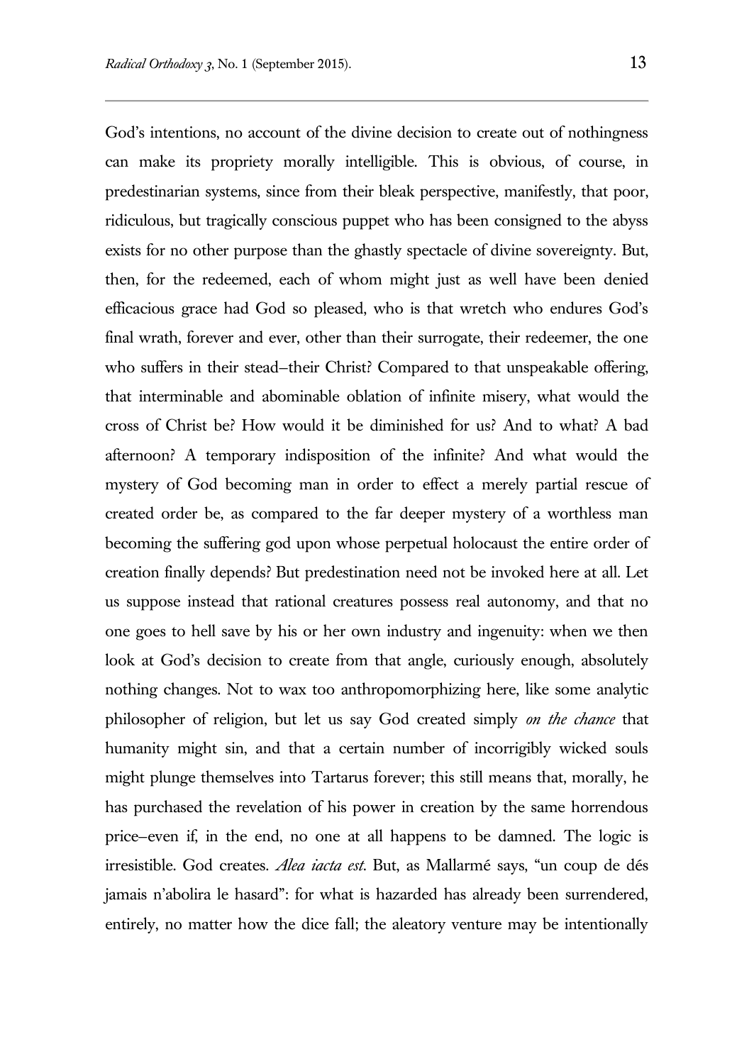God's intentions, no account of the divine decision to create out of nothingness can make its propriety morally intelligible. This is obvious, of course, in predestinarian systems, since from their bleak perspective, manifestly, that poor, ridiculous, but tragically conscious puppet who has been consigned to the abyss exists for no other purpose than the ghastly spectacle of divine sovereignty. But, then, for the redeemed, each of whom might just as well have been denied efficacious grace had God so pleased, who is that wretch who endures God's final wrath, forever and ever, other than their surrogate, their redeemer, the one who suffers in their stead–their Christ? Compared to that unspeakable offering, that interminable and abominable oblation of infinite misery, what would the cross of Christ be? How would it be diminished for us? And to what? A bad afternoon? A temporary indisposition of the infinite? And what would the mystery of God becoming man in order to effect a merely partial rescue of created order be, as compared to the far deeper mystery of a worthless man becoming the suffering god upon whose perpetual holocaust the entire order of creation finally depends? But predestination need not be invoked here at all. Let us suppose instead that rational creatures possess real autonomy, and that no one goes to hell save by his or her own industry and ingenuity: when we then look at God's decision to create from that angle, curiously enough, absolutely nothing changes. Not to wax too anthropomorphizing here, like some analytic philosopher of religion, but let us say God created simply *on the chance* that humanity might sin, and that a certain number of incorrigibly wicked souls might plunge themselves into Tartarus forever; this still means that, morally, he has purchased the revelation of his power in creation by the same horrendous price–even if, in the end, no one at all happens to be damned. The logic is irresistible. God creates. *Alea iacta est*. But, as Mallarmé says, "un coup de dés jamais n'abolira le hasard": for what is hazarded has already been surrendered, entirely, no matter how the dice fall; the aleatory venture may be intentionally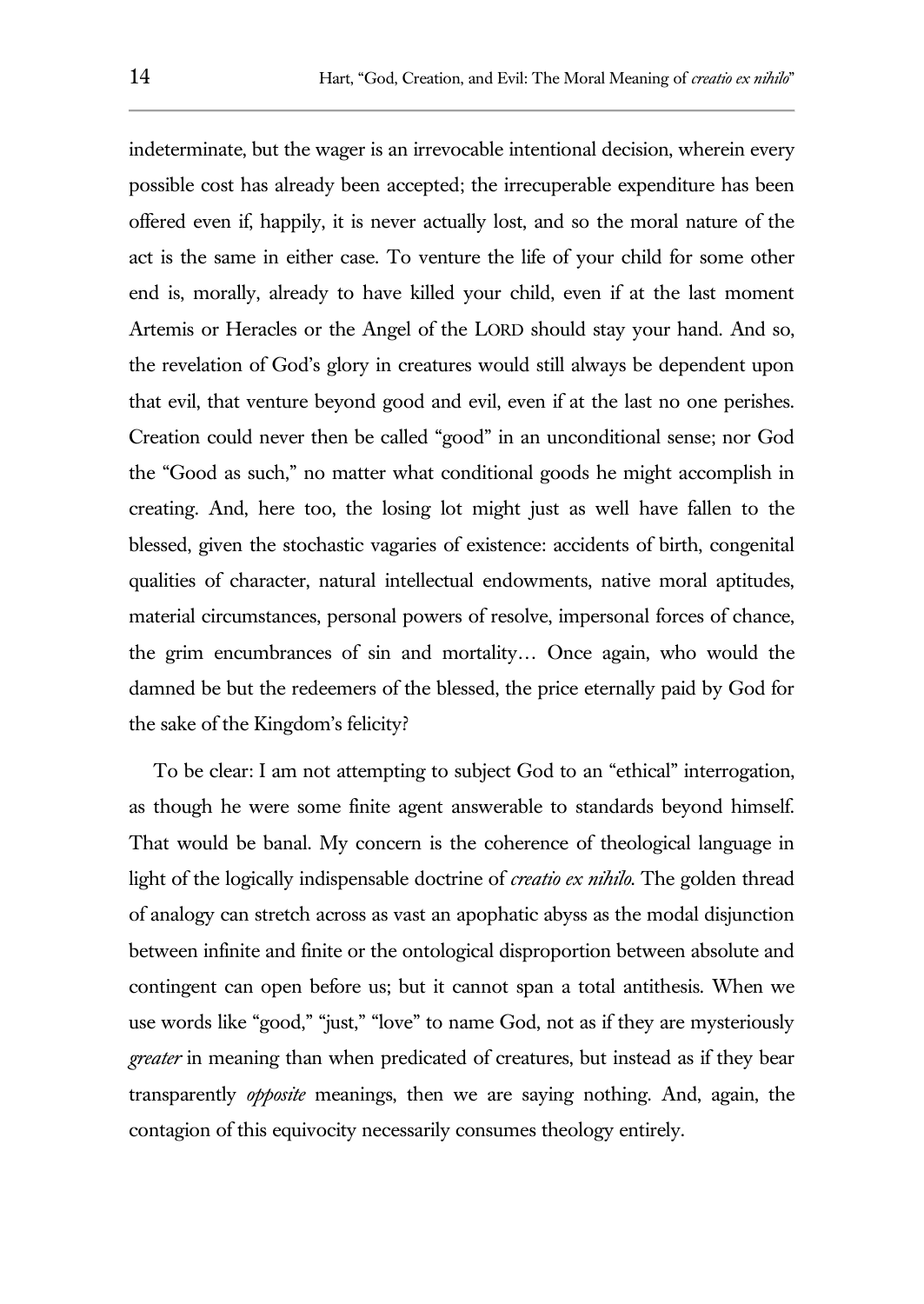indeterminate, but the wager is an irrevocable intentional decision, wherein every possible cost has already been accepted; the irrecuperable expenditure has been offered even if, happily, it is never actually lost, and so the moral nature of the act is the same in either case. To venture the life of your child for some other end is, morally, already to have killed your child, even if at the last moment Artemis or Heracles or the Angel of the LORD should stay your hand. And so, the revelation of God's glory in creatures would still always be dependent upon that evil, that venture beyond good and evil, even if at the last no one perishes. Creation could never then be called "good" in an unconditional sense; nor God the "Good as such," no matter what conditional goods he might accomplish in creating. And, here too, the losing lot might just as well have fallen to the blessed, given the stochastic vagaries of existence: accidents of birth, congenital qualities of character, natural intellectual endowments, native moral aptitudes, material circumstances, personal powers of resolve, impersonal forces of chance, the grim encumbrances of sin and mortality… Once again, who would the damned be but the redeemers of the blessed, the price eternally paid by God for the sake of the Kingdom's felicity?

To be clear: I am not attempting to subject God to an "ethical" interrogation, as though he were some finite agent answerable to standards beyond himself. That would be banal. My concern is the coherence of theological language in light of the logically indispensable doctrine of *creatio ex nihilo*. The golden thread of analogy can stretch across as vast an apophatic abyss as the modal disjunction between infinite and finite or the ontological disproportion between absolute and contingent can open before us; but it cannot span a total antithesis. When we use words like "good," "just," "love" to name God, not as if they are mysteriously *greater* in meaning than when predicated of creatures, but instead as if they bear transparently *opposite* meanings, then we are saying nothing. And, again, the contagion of this equivocity necessarily consumes theology entirely.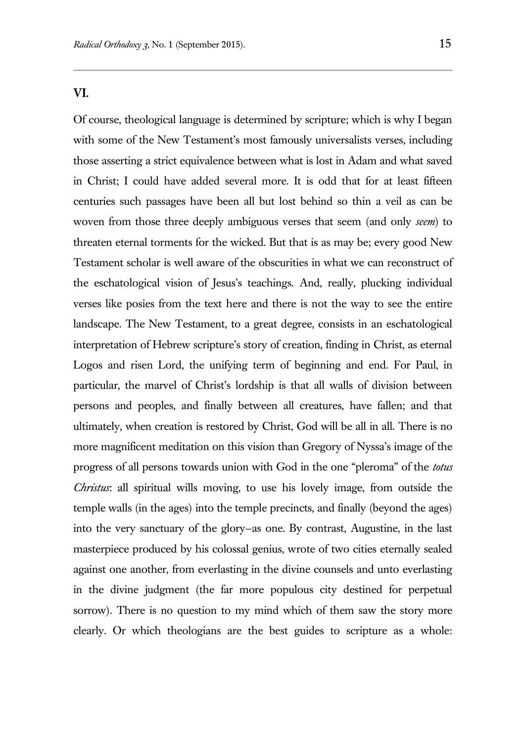## VI.

Of course, theological language is determined by scripture; which is why I began with some of the New Testament's most famously universalists verses, including those asserting a strict equivalence between what is lost in Adam and what saved in Christ; I could have added several more. It is odd that for at least fifteen centuries such passages have been all but lost behind so thin a veil as can be woven from those three deeply ambiguous verses that seem (and only *seem*) to threaten eternal torments for the wicked. But that is as may be; every good New Testament scholar is well aware of the obscurities in what we can reconstruct of the eschatological vision of Jesus's teachings. And, really, plucking individual verses like posies from the text here and there is not the way to see the entire landscape. The New Testament, to a great degree, consists in an eschatological interpretation of Hebrew scripture's story of creation, finding in Christ, as eternal Logos and risen Lord, the unifying term of beginning and end. For Paul, in particular, the marvel of Christ's lordship is that all walls of division between persons and peoples, and finally between all creatures, have fallen; and that ultimately, when creation is restored by Christ, God will be all in all. There is no more magnificent meditation on this vision than Gregory of Nyssa's image of the progress of all persons towards union with God in the one "pleroma" of the *totus Christus*: all spiritual wills moving, to use his lovely image, from outside the temple walls (in the ages) into the temple precincts, and finally (beyond the ages) into the very sanctuary of the glory—as one. By contrast, Augustine, in the last masterpiece produced by his colossal genius, wrote of two cities eternally sealed against one another, from everlasting in the divine counsels and unto everlasting in the divine judgment (the far more populous city destined for perpetual sorrow). There is no question to my mind which of them saw the story more clearly. Or which theologians are the best guides to scripture as a whole: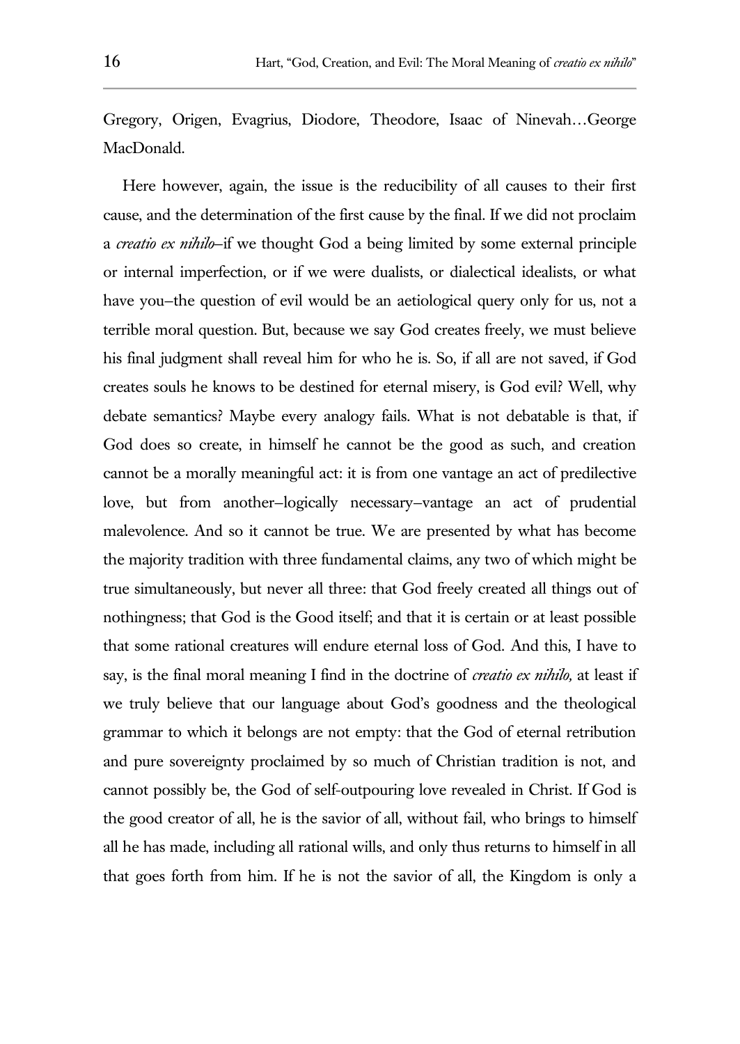Gregory, Origen, Evagrius, Diodore, Theodore, Isaac of Ninevah…George MacDonald.

Here however, again, the issue is the reducibility of all causes to their first cause, and the determination of the first cause by the final. If we did not proclaim a *creatio ex nihilo*–if we thought God a being limited by some external principle or internal imperfection, or if we were dualists, or dialectical idealists, or what have you–the question of evil would be an aetiological query only for us, not a terrible moral question. But, because we say God creates freely, we must believe his final judgment shall reveal him for who he is. So, if all are not saved, if God creates souls he knows to be destined for eternal misery, is God evil? Well, why debate semantics? Maybe every analogy fails. What is not debatable is that, if God does so create, in himself he cannot be the good as such, and creation cannot be a morally meaningful act: it is from one vantage an act of predilective love, but from another–logically necessary–vantage an act of prudential malevolence. And so it cannot be true. We are presented by what has become the majority tradition with three fundamental claims, any two of which might be true simultaneously, but never all three: that God freely created all things out of nothingness; that God is the Good itself; and that it is certain or at least possible that some rational creatures will endure eternal loss of God. And this, I have to say, is the final moral meaning I find in the doctrine of *creatio ex nihilo,* at least if we truly believe that our language about God's goodness and the theological grammar to which it belongs are not empty: that the God of eternal retribution and pure sovereignty proclaimed by so much of Christian tradition is not, and cannot possibly be, the God of self-outpouring love revealed in Christ. If God is the good creator of all, he is the savior of all, without fail, who brings to himself all he has made, including all rational wills, and only thus returns to himself in all that goes forth from him. If he is not the savior of all, the Kingdom is only a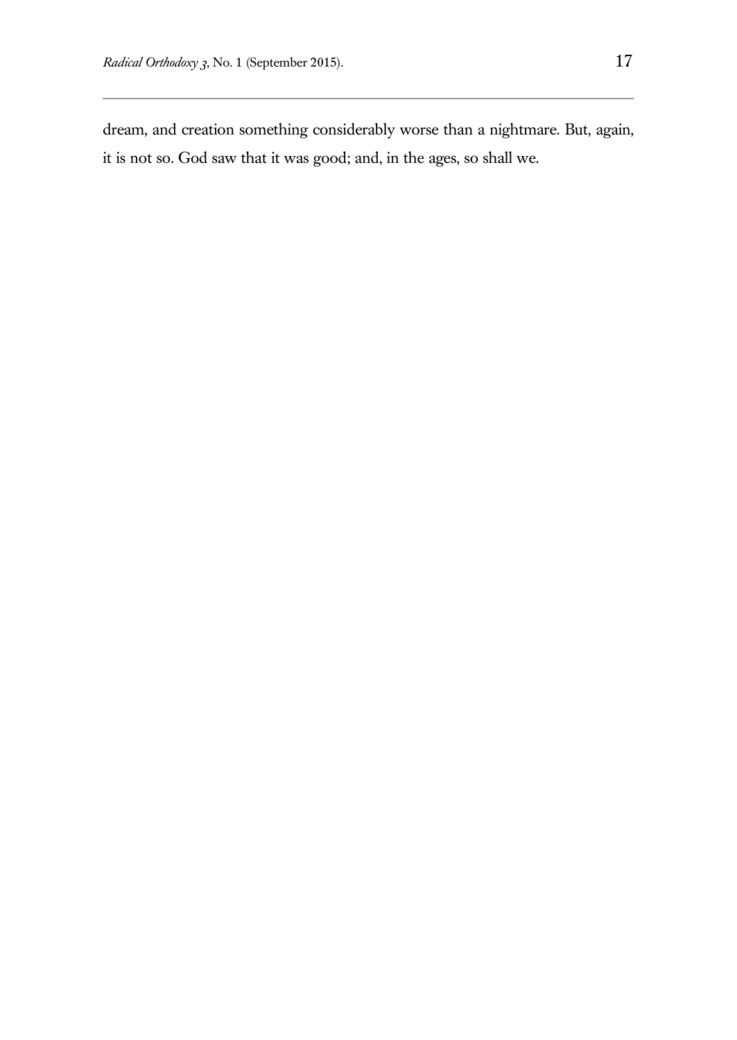dream, and creation something considerably worse than a nightmare. But, again, it is not so. God saw that it was good; and, in the ages, so shall we.